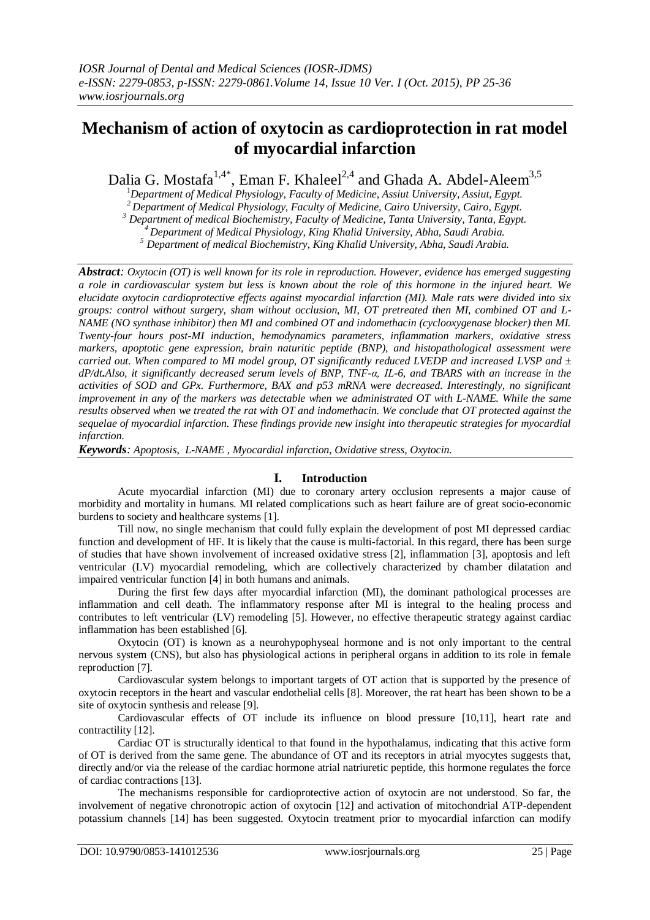# Mechanism of action of oxytocin as cardioprotection in rat model of myocardial infarction

Dalia G. Mostafa[1,4*], Eman F. Khaleel[2,4] and Ghada A. Abdel-Aleem[3,5]

[1]*Department of Medical Physiology, Faculty of Medicine, Assiut University, Assiut, Egypt.*
[2] *Department of Medical Physiology, Faculty of Medicine, Cairo University, Cairo, Egypt.*
[3] *Department of medical Biochemistry, Faculty of Medicine, Tanta University, Tanta, Egypt.*
[4] *Department of Medical Physiology, King Khalid University, Abha, Saudi Arabia.*
[5] *Department of medical Biochemistry, King Khalid University, Abha, Saudi Arabia.*

***Abstract****: Oxytocin (OT) is well known for its role in reproduction. However, evidence has emerged suggesting a role in cardiovascular system but less is known about the role of this hormone in the injured heart. We elucidate oxytocin cardioprotective effects against myocardial infarction (MI). Male rats were divided into six groups: control without surgery, sham without occlusion, MI, OT pretreated then MI, combined OT and L-NAME (NO synthase inhibitor) then MI and combined OT and indomethacin (cyclooxygenase blocker) then MI. Twenty-four hours post-MI induction, hemodynamics parameters, inflammation markers, oxidative stress markers, apoptotic gene expression, brain naturitic peptide (BNP), and histopathological assessment were carried out. When compared to MI model group, OT significantly reduced LVEDP and increased LVSP and ± dP/dt.Also, it significantly decreased serum levels of BNP, TNF-α, IL-6, and TBARS with an increase in the activities of SOD and GPx. Furthermore, BAX and p53 mRNA were decreased. Interestingly, no significant improvement in any of the markers was detectable when we administrated OT with L-NAME. While the same results observed when we treated the rat with OT and indomethacin. We conclude that OT protected against the sequelae of myocardial infarction. These findings provide new insight into therapeutic strategies for myocardial infarction.*

***Keywords****: Apoptosis, L-NAME , Myocardial infarction, Oxidative stress, Oxytocin.*

## I. Introduction

Acute myocardial infarction (MI) due to coronary artery occlusion represents a major cause of morbidity and mortality in humans. MI related complications such as heart failure are of great socio-economic burdens to society and healthcare systems [1].

Till now, no single mechanism that could fully explain the development of post MI depressed cardiac function and development of HF. It is likely that the cause is multi-factorial. In this regard, there has been surge of studies that have shown involvement of increased oxidative stress [2], inflammation [3], apoptosis and left ventricular (LV) myocardial remodeling, which are collectively characterized by chamber dilatation and impaired ventricular function [4] in both humans and animals.

During the first few days after myocardial infarction (MI), the dominant pathological processes are inflammation and cell death. The inflammatory response after MI is integral to the healing process and contributes to left ventricular (LV) remodeling [5]. However, no effective therapeutic strategy against cardiac inflammation has been established [6].

Oxytocin (OT) is known as a neurohypophyseal hormone and is not only important to the central nervous system (CNS), but also has physiological actions in peripheral organs in addition to its role in female reproduction [7].

Cardiovascular system belongs to important targets of OT action that is supported by the presence of oxytocin receptors in the heart and vascular endothelial cells [8]. Moreover, the rat heart has been shown to be a site of oxytocin synthesis and release [9].

Cardiovascular effects of OT include its influence on blood pressure [10,11], heart rate and contractility [12].

Cardiac OT is structurally identical to that found in the hypothalamus, indicating that this active form of OT is derived from the same gene. The abundance of OT and its receptors in atrial myocytes suggests that, directly and/or via the release of the cardiac hormone atrial natriuretic peptide, this hormone regulates the force of cardiac contractions [13].

The mechanisms responsible for cardioprotective action of oxytocin are not understood. So far, the involvement of negative chronotropic action of oxytocin [12] and activation of mitochondrial ATP-dependent potassium channels [14] has been suggested. Oxytocin treatment prior to myocardial infarction can modify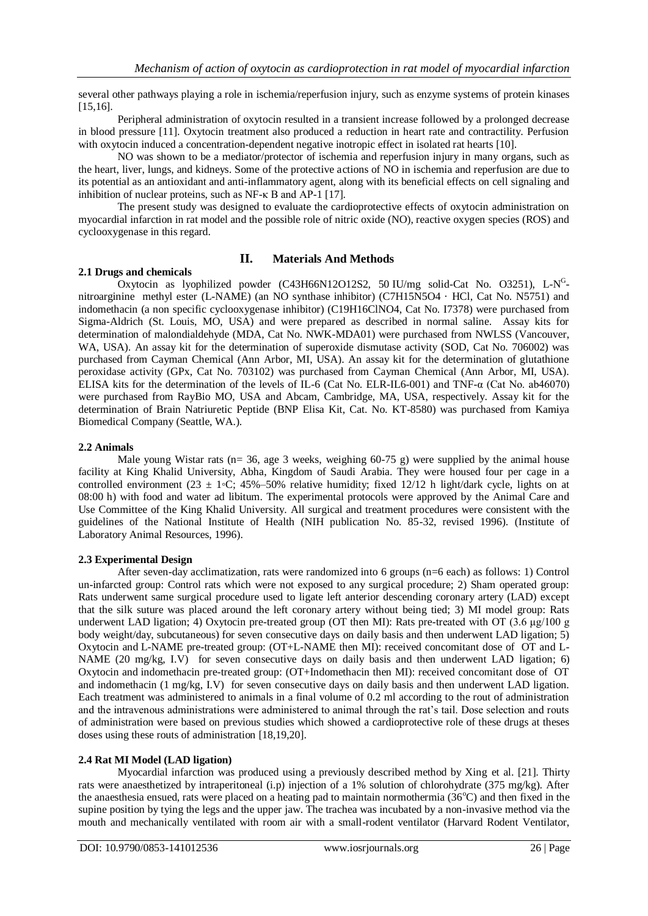several other pathways playing a role in ischemia/reperfusion injury, such as enzyme systems of protein kinases [15,16].

Peripheral administration of oxytocin resulted in a transient increase followed by a prolonged decrease in blood pressure [11]. Oxytocin treatment also produced a reduction in heart rate and contractility. Perfusion with oxytocin induced a concentration-dependent negative inotropic effect in isolated rat hearts [10].

NO was shown to be a mediator/protector of ischemia and reperfusion injury in many organs, such as the heart, liver, lungs, and kidneys. Some of the protective actions of NO in ischemia and reperfusion are due to its potential as an antioxidant and anti-inflammatory agent, along with its beneficial effects on cell signaling and inhibition of nuclear proteins, such as NF-κ B and AP-1 [17].

The present study was designed to evaluate the cardioprotective effects of oxytocin administration on myocardial infarction in rat model and the possible role of nitric oxide (NO), reactive oxygen species (ROS) and cyclooxygenase in this regard.

## II. Materials And Methods

### 2.1 Drugs and chemicals

Oxytocin as lyophilized powder ($C_{43}H_{66}N_{12}O_{12}S_2$, 50 IU/mg solid-Cat No. O3251), L-$N^G$-nitroarginine methyl ester (L-NAME) (an NO synthase inhibitor) ($C_7H_{15}N_5O_4$ · HCl, Cat No. N5751) and indomethacin (a non specific cyclooxygenase inhibitor) ($C_{19}H_{16}ClNO_4$, Cat No. I7378) were purchased from Sigma-Aldrich (St. Louis, MO, USA) and were prepared as described in normal saline. Assay kits for determination of malondialdehyde (MDA, Cat No. NWK-MDA01) were purchased from NWLSS (Vancouver, WA, USA). An assay kit for the determination of superoxide dismutase activity (SOD, Cat No. 706002) was purchased from Cayman Chemical (Ann Arbor, MI, USA). An assay kit for the determination of glutathione peroxidase activity (GPx, Cat No. 703102) was purchased from Cayman Chemical (Ann Arbor, MI, USA). ELISA kits for the determination of the levels of IL-6 (Cat No. ELR-IL6-001) and TNF-α (Cat No. ab46070) were purchased from RayBio MO, USA and Abcam, Cambridge, MA, USA, respectively. Assay kit for the determination of Brain Natriuretic Peptide (BNP Elisa Kit, Cat. No. KT-8580) was purchased from Kamiya Biomedical Company (Seattle, WA.).

### 2.2 Animals

Male young Wistar rats (n= 36, age 3 weeks, weighing 60-75 g) were supplied by the animal house facility at King Khalid University, Abha, Kingdom of Saudi Arabia. They were housed four per cage in a controlled environment (23 ± 1◦C; 45%–50% relative humidity; fixed 12/12 h light/dark cycle, lights on at 08:00 h) with food and water ad libitum. The experimental protocols were approved by the Animal Care and Use Committee of the King Khalid University. All surgical and treatment procedures were consistent with the guidelines of the National Institute of Health (NIH publication No. 85-32, revised 1996). (Institute of Laboratory Animal Resources, 1996).

### 2.3 Experimental Design

After seven-day acclimatization, rats were randomized into 6 groups (n=6 each) as follows: 1) Control un-infarcted group: Control rats which were not exposed to any surgical procedure; 2) Sham operated group: Rats underwent same surgical procedure used to ligate left anterior descending coronary artery (LAD) except that the silk suture was placed around the left coronary artery without being tied; 3) MI model group: Rats underwent LAD ligation; 4) Oxytocin pre-treated group (OT then MI): Rats pre-treated with OT (3.6 μg/100 g body weight/day, subcutaneous) for seven consecutive days on daily basis and then underwent LAD ligation; 5) Oxytocin and L-NAME pre-treated group: (OT+L-NAME then MI): received concomitant dose of OT and L-NAME (20 mg/kg, I.V) for seven consecutive days on daily basis and then underwent LAD ligation; 6) Oxytocin and indomethacin pre-treated group: (OT+Indomethacin then MI): received concomitant dose of OT and indomethacin (1 mg/kg, I.V) for seven consecutive days on daily basis and then underwent LAD ligation. Each treatment was administered to animals in a final volume of 0.2 ml according to the rout of administration and the intravenous administrations were administered to animal through the rat's tail. Dose selection and routs of administration were based on previous studies which showed a cardioprotective role of these drugs at theses doses using these routs of administration [18,19,20].

### 2.4 Rat MI Model (LAD ligation)

Myocardial infarction was produced using a previously described method by Xing et al. [21]. Thirty rats were anaesthetized by intraperitoneal (i.p) injection of a 1% solution of chlorohydrate (375 mg/kg). After the anaesthesia ensued, rats were placed on a heating pad to maintain normothermia (36°C) and then fixed in the supine position by tying the legs and the upper jaw. The trachea was incubated by a non-invasive method via the mouth and mechanically ventilated with room air with a small-rodent ventilator (Harvard Rodent Ventilator,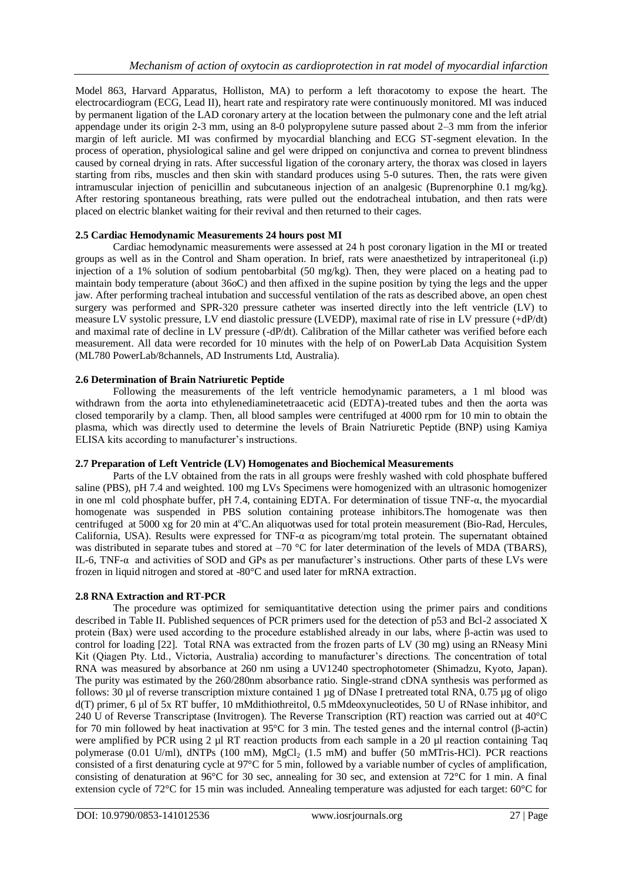Model 863, Harvard Apparatus, Holliston, MA) to perform a left thoracotomy to expose the heart. The electrocardiogram (ECG, Lead II), heart rate and respiratory rate were continuously monitored. MI was induced by permanent ligation of the LAD coronary artery at the location between the pulmonary cone and the left atrial appendage under its origin 2-3 mm, using an 8-0 polypropylene suture passed about 2–3 mm from the inferior margin of left auricle. MI was confirmed by myocardial blanching and ECG ST-segment elevation. In the process of operation, physiological saline and gel were dripped on conjunctiva and cornea to prevent blindness caused by corneal drying in rats. After successful ligation of the coronary artery, the thorax was closed in layers starting from ribs, muscles and then skin with standard produces using 5-0 sutures. Then, the rats were given intramuscular injection of penicillin and subcutaneous injection of an analgesic (Buprenorphine 0.1 mg/kg). After restoring spontaneous breathing, rats were pulled out the endotracheal intubation, and then rats were placed on electric blanket waiting for their revival and then returned to their cages.

### 2.5 Cardiac Hemodynamic Measurements 24 hours post MI

Cardiac hemodynamic measurements were assessed at 24 h post coronary ligation in the MI or treated groups as well as in the Control and Sham operation. In brief, rats were anaesthetized by intraperitoneal (i.p) injection of a 1% solution of sodium pentobarbital (50 mg/kg). Then, they were placed on a heating pad to maintain body temperature (about 36oC) and then affixed in the supine position by tying the legs and the upper jaw. After performing tracheal intubation and successful ventilation of the rats as described above, an open chest surgery was performed and SPR-320 pressure catheter was inserted directly into the left ventricle (LV) to measure LV systolic pressure, LV end diastolic pressure (LVEDP), maximal rate of rise in LV pressure (+dP/dt) and maximal rate of decline in LV pressure (-dP/dt). Calibration of the Millar catheter was verified before each measurement. All data were recorded for 10 minutes with the help of on PowerLab Data Acquisition System (ML780 PowerLab/8channels, AD Instruments Ltd, Australia).

### 2.6 Determination of Brain Natriuretic Peptide

Following the measurements of the left ventricle hemodynamic parameters, a 1 ml blood was withdrawn from the aorta into ethylenediaminetetraacetic acid (EDTA)-treated tubes and then the aorta was closed temporarily by a clamp. Then, all blood samples were centrifuged at 4000 rpm for 10 min to obtain the plasma, which was directly used to determine the levels of Brain Natriuretic Peptide (BNP) using Kamiya ELISA kits according to manufacturer's instructions.

### 2.7 Preparation of Left Ventricle (LV) Homogenates and Biochemical Measurements

Parts of the LV obtained from the rats in all groups were freshly washed with cold phosphate buffered saline (PBS), pH 7.4 and weighted. 100 mg LVs Specimens were homogenized with an ultrasonic homogenizer in one ml cold phosphate buffer, pH 7.4, containing EDTA. For determination of tissue TNF-α, the myocardial homogenate was suspended in PBS solution containing protease inhibitors.The homogenate was then centrifuged at 5000 xg for 20 min at 4°C.An aliquotwas used for total protein measurement (Bio-Rad, Hercules, California, USA). Results were expressed for TNF-α as picogram/mg total protein. The supernatant obtained was distributed in separate tubes and stored at –70 °C for later determination of the levels of MDA (TBARS), IL-6, TNF-α and activities of SOD and GPs as per manufacturer's instructions. Other parts of these LVs were frozen in liquid nitrogen and stored at -80°C and used later for mRNA extraction.

### 2.8 RNA Extraction and RT-PCR

The procedure was optimized for semiquantitative detection using the primer pairs and conditions described in Table II. Published sequences of PCR primers used for the detection of p53 and Bcl-2 associated X protein (Bax) were used according to the procedure established already in our labs, where β-actin was used to control for loading [22]. Total RNA was extracted from the frozen parts of LV (30 mg) using an RNeasy Mini Kit (Qiagen Pty. Ltd., Victoria, Australia) according to manufacturer's directions. The concentration of total RNA was measured by absorbance at 260 nm using a UV1240 spectrophotometer (Shimadzu, Kyoto, Japan). The purity was estimated by the 260/280nm absorbance ratio. Single-strand cDNA synthesis was performed as follows: 30 µl of reverse transcription mixture contained 1 µg of DNase I pretreated total RNA, 0.75 µg of oligo d(T) primer, 6 µl of 5x RT buffer, 10 mMdithiothreitol, 0.5 mMdeoxynucleotides, 50 U of RNase inhibitor, and 240 U of Reverse Transcriptase (Invitrogen). The Reverse Transcription (RT) reaction was carried out at 40°C for 70 min followed by heat inactivation at 95°C for 3 min. The tested genes and the internal control (β-actin) were amplified by PCR using 2 µl RT reaction products from each sample in a 20 µl reaction containing Taq polymerase (0.01 U/ml), dNTPs (100 mM), $MgCl_2$ (1.5 mM) and buffer (50 mMTris-HCl). PCR reactions consisted of a first denaturing cycle at 97°C for 5 min, followed by a variable number of cycles of amplification, consisting of denaturation at 96°C for 30 sec, annealing for 30 sec, and extension at 72°C for 1 min. A final extension cycle of 72°C for 15 min was included. Annealing temperature was adjusted for each target: 60°C for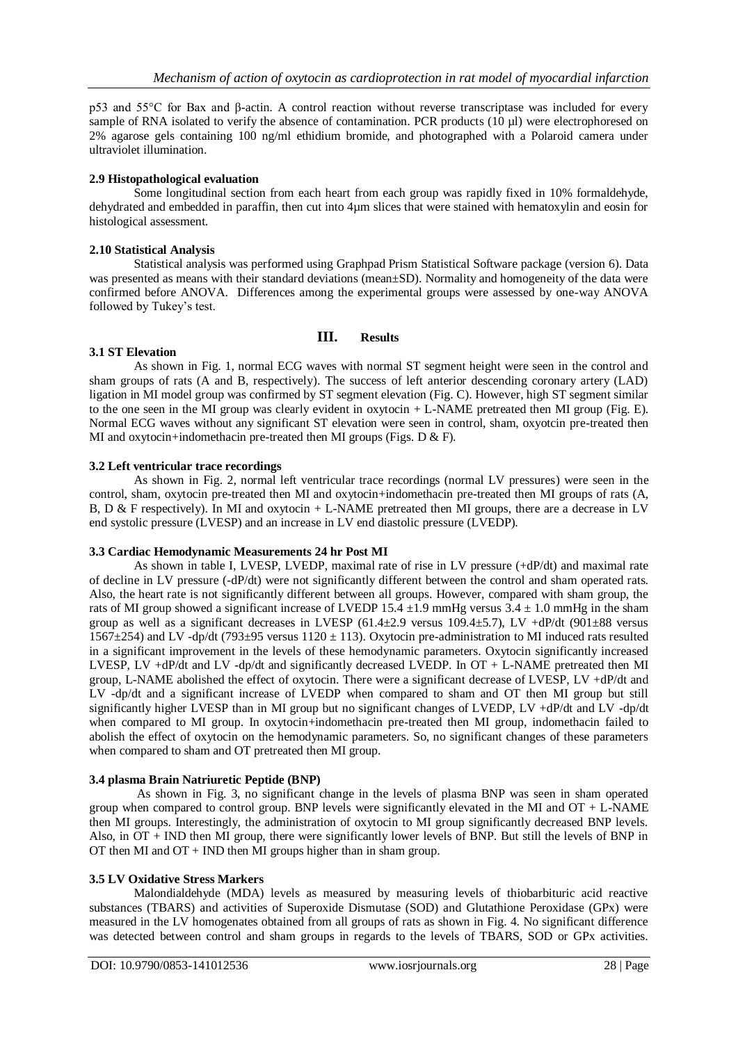p53 and 55°C for Bax and β-actin. A control reaction without reverse transcriptase was included for every sample of RNA isolated to verify the absence of contamination. PCR products (10 µl) were electrophoresed on 2% agarose gels containing 100 ng/ml ethidium bromide, and photographed with a Polaroid camera under ultraviolet illumination.

#### 2.9 Histopathological evaluation

Some longitudinal section from each heart from each group was rapidly fixed in 10% formaldehyde, dehydrated and embedded in paraffin, then cut into 4µm slices that were stained with hematoxylin and eosin for histological assessment.

#### 2.10 Statistical Analysis

Statistical analysis was performed using Graphpad Prism Statistical Software package (version 6). Data was presented as means with their standard deviations (mean±SD). Normality and homogeneity of the data were confirmed before ANOVA. Differences among the experimental groups were assessed by one-way ANOVA followed by Tukey's test.

## III. Results

#### 3.1 ST Elevation

As shown in Fig. 1, normal ECG waves with normal ST segment height were seen in the control and sham groups of rats (A and B, respectively). The success of left anterior descending coronary artery (LAD) ligation in MI model group was confirmed by ST segment elevation (Fig. C). However, high ST segment similar to the one seen in the MI group was clearly evident in oxytocin + L-NAME pretreated then MI group (Fig. E). Normal ECG waves without any significant ST elevation were seen in control, sham, oxyotcin pre-treated then MI and oxytocin+indomethacin pre-treated then MI groups (Figs. D & F).

#### 3.2 Left ventricular trace recordings

As shown in Fig. 2, normal left ventricular trace recordings (normal LV pressures) were seen in the control, sham, oxytocin pre-treated then MI and oxytocin+indomethacin pre-treated then MI groups of rats (A, B, D & F respectively). In MI and oxytocin + L-NAME pretreated then MI groups, there are a decrease in LV end systolic pressure (LVESP) and an increase in LV end diastolic pressure (LVEDP).

#### 3.3 Cardiac Hemodynamic Measurements 24 hr Post MI

As shown in table I, LVESP, LVEDP, maximal rate of rise in LV pressure (+dP/dt) and maximal rate of decline in LV pressure (-dP/dt) were not significantly different between the control and sham operated rats. Also, the heart rate is not significantly different between all groups. However, compared with sham group, the rats of MI group showed a significant increase of LVEDP 15.4 ±1.9 mmHg versus 3.4 ± 1.0 mmHg in the sham group as well as a significant decreases in LVESP (61.4±2.9 versus 109.4±5.7), LV +dP/dt (901±88 versus 1567±254) and LV -dp/dt (793±95 versus 1120 ± 113). Oxytocin pre-administration to MI induced rats resulted in a significant improvement in the levels of these hemodynamic parameters. Oxytocin significantly increased LVESP, LV +dP/dt and LV -dp/dt and significantly decreased LVEDP. In OT + L-NAME pretreated then MI group, L-NAME abolished the effect of oxytocin. There were a significant decrease of LVESP, LV +dP/dt and LV -dp/dt and a significant increase of LVEDP when compared to sham and OT then MI group but still significantly higher LVESP than in MI group but no significant changes of LVEDP, LV +dP/dt and LV -dp/dt when compared to MI group. In oxytocin+indomethacin pre-treated then MI group, indomethacin failed to abolish the effect of oxytocin on the hemodynamic parameters. So, no significant changes of these parameters when compared to sham and OT pretreated then MI group.

#### 3.4 plasma Brain Natriuretic Peptide (BNP)

As shown in Fig. 3, no significant change in the levels of plasma BNP was seen in sham operated group when compared to control group. BNP levels were significantly elevated in the MI and OT + L-NAME then MI groups. Interestingly, the administration of oxytocin to MI group significantly decreased BNP levels. Also, in OT + IND then MI group, there were significantly lower levels of BNP. But still the levels of BNP in OT then MI and OT + IND then MI groups higher than in sham group.

#### 3.5 LV Oxidative Stress Markers

Malondialdehyde (MDA) levels as measured by measuring levels of thiobarbituric acid reactive substances (TBARS) and activities of Superoxide Dismutase (SOD) and Glutathione Peroxidase (GPx) were measured in the LV homogenates obtained from all groups of rats as shown in Fig. 4. No significant difference was detected between control and sham groups in regards to the levels of TBARS, SOD or GPx activities.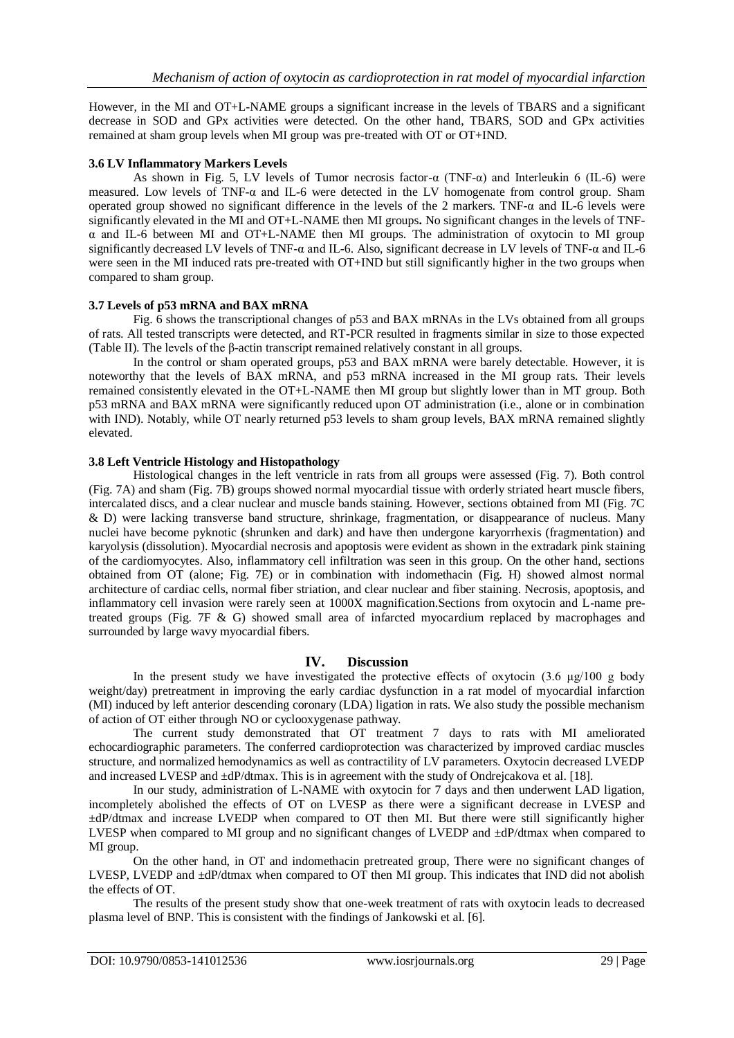However, in the MI and OT+L-NAME groups a significant increase in the levels of TBARS and a significant decrease in SOD and GPx activities were detected. On the other hand, TBARS, SOD and GPx activities remained at sham group levels when MI group was pre-treated with OT or OT+IND.

### 3.6 LV Inflammatory Markers Levels

As shown in Fig. 5, LV levels of Tumor necrosis factor-α (TNF-α) and Interleukin 6 (IL-6) were measured. Low levels of TNF-α and IL-6 were detected in the LV homogenate from control group. Sham operated group showed no significant difference in the levels of the 2 markers. TNF-α and IL-6 levels were significantly elevated in the MI and OT+L-NAME then MI groups**.** No significant changes in the levels of TNF-α and IL-6 between MI and OT+L-NAME then MI groups. The administration of oxytocin to MI group significantly decreased LV levels of TNF-α and IL-6. Also, significant decrease in LV levels of TNF-α and IL-6 were seen in the MI induced rats pre-treated with OT+IND but still significantly higher in the two groups when compared to sham group.

### 3.7 Levels of p53 mRNA and BAX mRNA

Fig. 6 shows the transcriptional changes of p53 and BAX mRNAs in the LVs obtained from all groups of rats. All tested transcripts were detected, and RT-PCR resulted in fragments similar in size to those expected (Table II). The levels of the β-actin transcript remained relatively constant in all groups.

In the control or sham operated groups, p53 and BAX mRNA were barely detectable. However, it is noteworthy that the levels of BAX mRNA, and p53 mRNA increased in the MI group rats. Their levels remained consistently elevated in the OT+L-NAME then MI group but slightly lower than in MT group. Both p53 mRNA and BAX mRNA were significantly reduced upon OT administration (i.e., alone or in combination with IND). Notably, while OT nearly returned p53 levels to sham group levels, BAX mRNA remained slightly elevated.

### 3.8 Left Ventricle Histology and Histopathology

Histological changes in the left ventricle in rats from all groups were assessed (Fig. 7). Both control (Fig. 7A) and sham (Fig. 7B) groups showed normal myocardial tissue with orderly striated heart muscle fibers, intercalated discs, and a clear nuclear and muscle bands staining. However, sections obtained from MI (Fig. 7C & D) were lacking transverse band structure, shrinkage, fragmentation, or disappearance of nucleus. Many nuclei have become pyknotic (shrunken and dark) and have then undergone karyorrhexis (fragmentation) and karyolysis (dissolution). Myocardial necrosis and apoptosis were evident as shown in the extradark pink staining of the cardiomyocytes. Also, inflammatory cell infiltration was seen in this group. On the other hand, sections obtained from OT (alone; Fig. 7E) or in combination with indomethacin (Fig. H) showed almost normal architecture of cardiac cells, normal fiber striation, and clear nuclear and fiber staining. Necrosis, apoptosis, and inflammatory cell invasion were rarely seen at 1000X magnification.Sections from oxytocin and L-name pre-treated groups (Fig. 7F & G) showed small area of infarcted myocardium replaced by macrophages and surrounded by large wavy myocardial fibers.

## IV. Discussion

In the present study we have investigated the protective effects of oxytocin (3.6 μg/100 g body weight/day) pretreatment in improving the early cardiac dysfunction in a rat model of myocardial infarction (MI) induced by left anterior descending coronary (LDA) ligation in rats. We also study the possible mechanism of action of OT either through NO or cyclooxygenase pathway.

The current study demonstrated that OT treatment 7 days to rats with MI ameliorated echocardiographic parameters. The conferred cardioprotection was characterized by improved cardiac muscles structure, and normalized hemodynamics as well as contractility of LV parameters. Oxytocin decreased LVEDP and increased LVESP and ±dP/dtmax. This is in agreement with the study of Ondrejcakova et al. [18].

In our study, administration of L-NAME with oxytocin for 7 days and then underwent LAD ligation, incompletely abolished the effects of OT on LVESP as there were a significant decrease in LVESP and ±dP/dtmax and increase LVEDP when compared to OT then MI. But there were still significantly higher LVESP when compared to MI group and no significant changes of LVEDP and ±dP/dtmax when compared to MI group.

On the other hand, in OT and indomethacin pretreated group, There were no significant changes of LVESP, LVEDP and ±dP/dtmax when compared to OT then MI group. This indicates that IND did not abolish the effects of OT.

The results of the present study show that one-week treatment of rats with oxytocin leads to decreased plasma level of BNP. This is consistent with the findings of Jankowski et al. [6].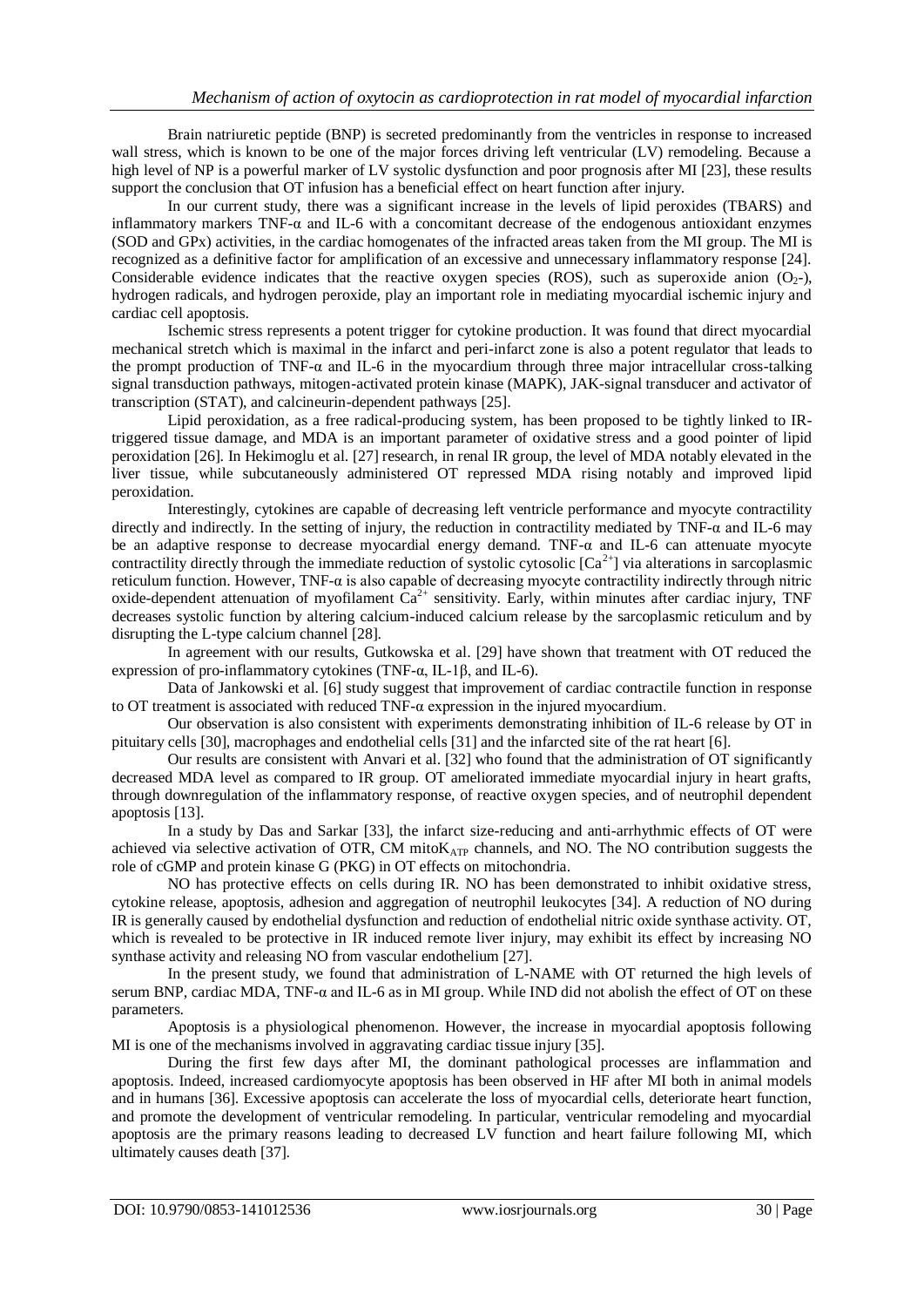Brain natriuretic peptide (BNP) is secreted predominantly from the ventricles in response to increased wall stress, which is known to be one of the major forces driving left ventricular (LV) remodeling. Because a high level of NP is a powerful marker of LV systolic dysfunction and poor prognosis after MI [23], these results support the conclusion that OT infusion has a beneficial effect on heart function after injury.

In our current study, there was a significant increase in the levels of lipid peroxides (TBARS) and inflammatory markers TNF-α and IL-6 with a concomitant decrease of the endogenous antioxidant enzymes (SOD and GPx) activities, in the cardiac homogenates of the infracted areas taken from the MI group. The MI is recognized as a definitive factor for amplification of an excessive and unnecessary inflammatory response [24]. Considerable evidence indicates that the reactive oxygen species (ROS), such as superoxide anion ($O_2$-), hydrogen radicals, and hydrogen peroxide, play an important role in mediating myocardial ischemic injury and cardiac cell apoptosis.

Ischemic stress represents a potent trigger for cytokine production. It was found that direct myocardial mechanical stretch which is maximal in the infarct and peri-infarct zone is also a potent regulator that leads to the prompt production of TNF-α and IL-6 in the myocardium through three major intracellular cross-talking signal transduction pathways, mitogen-activated protein kinase (MAPK), JAK-signal transducer and activator of transcription (STAT), and calcineurin-dependent pathways [25].

Lipid peroxidation, as a free radical-producing system, has been proposed to be tightly linked to IR-triggered tissue damage, and MDA is an important parameter of oxidative stress and a good pointer of lipid peroxidation [26]. In Hekimoglu et al. [27] research, in renal IR group, the level of MDA notably elevated in the liver tissue, while subcutaneously administered OT repressed MDA rising notably and improved lipid peroxidation.

Interestingly, cytokines are capable of decreasing left ventricle performance and myocyte contractility directly and indirectly. In the setting of injury, the reduction in contractility mediated by TNF-α and IL-6 may be an adaptive response to decrease myocardial energy demand. TNF-α and IL-6 can attenuate myocyte contractility directly through the immediate reduction of systolic cytosolic [$Ca^{2+}$] via alterations in sarcoplasmic reticulum function. However, TNF-α is also capable of decreasing myocyte contractility indirectly through nitric oxide-dependent attenuation of myofilament $Ca^{2+}$ sensitivity. Early, within minutes after cardiac injury, TNF decreases systolic function by altering calcium-induced calcium release by the sarcoplasmic reticulum and by disrupting the L-type calcium channel [28].

In agreement with our results, Gutkowska et al. [29] have shown that treatment with OT reduced the expression of pro-inflammatory cytokines (TNF-α, IL-1β, and IL-6).

Data of Jankowski et al. [6] study suggest that improvement of cardiac contractile function in response to OT treatment is associated with reduced TNF-α expression in the injured myocardium.

Our observation is also consistent with experiments demonstrating inhibition of IL-6 release by OT in pituitary cells [30], macrophages and endothelial cells [31] and the infarcted site of the rat heart [6].

Our results are consistent with Anvari et al. [32] who found that the administration of OT significantly decreased MDA level as compared to IR group. OT ameliorated immediate myocardial injury in heart grafts, through downregulation of the inflammatory response, of reactive oxygen species, and of neutrophil dependent apoptosis [13].

In a study by Das and Sarkar [33], the infarct size-reducing and anti-arrhythmic effects of OT were achieved via selective activation of OTR, CM mito$K_{ATP}$ channels, and NO. The NO contribution suggests the role of cGMP and protein kinase G (PKG) in OT effects on mitochondria.

NO has protective effects on cells during IR. NO has been demonstrated to inhibit oxidative stress, cytokine release, apoptosis, adhesion and aggregation of neutrophil leukocytes [34]. A reduction of NO during IR is generally caused by endothelial dysfunction and reduction of endothelial nitric oxide synthase activity. OT, which is revealed to be protective in IR induced remote liver injury, may exhibit its effect by increasing NO synthase activity and releasing NO from vascular endothelium [27].

In the present study, we found that administration of L-NAME with OT returned the high levels of serum BNP, cardiac MDA, TNF-α and IL-6 as in MI group. While IND did not abolish the effect of OT on these parameters.

Apoptosis is a physiological phenomenon. However, the increase in myocardial apoptosis following MI is one of the mechanisms involved in aggravating cardiac tissue injury [35].

During the first few days after MI, the dominant pathological processes are inflammation and apoptosis. Indeed, increased cardiomyocyte apoptosis has been observed in HF after MI both in animal models and in humans [36]. Excessive apoptosis can accelerate the loss of myocardial cells, deteriorate heart function, and promote the development of ventricular remodeling. In particular, ventricular remodeling and myocardial apoptosis are the primary reasons leading to decreased LV function and heart failure following MI, which ultimately causes death [37].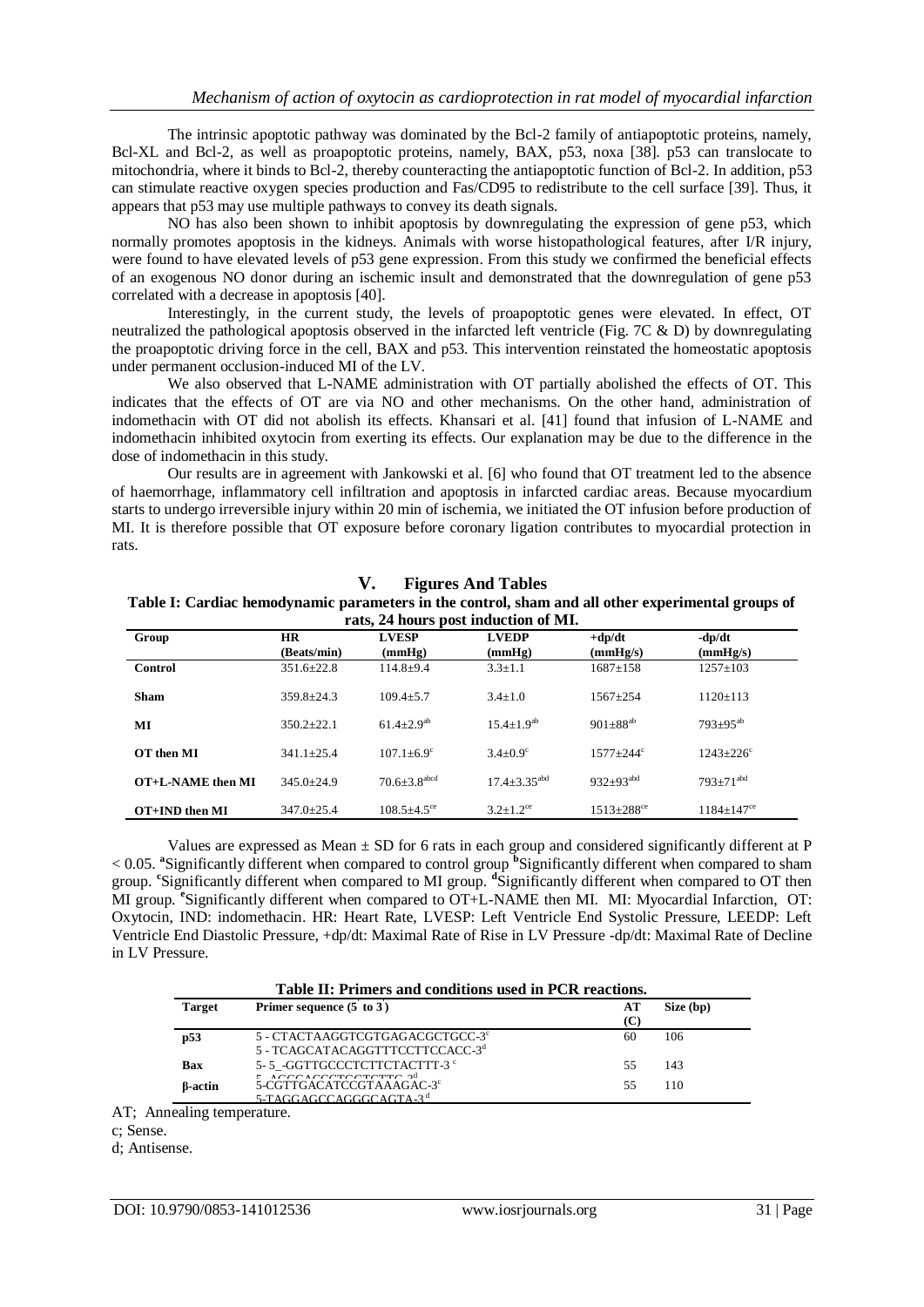The intrinsic apoptotic pathway was dominated by the Bcl-2 family of antiapoptotic proteins, namely, Bcl-XL and Bcl-2, as well as proapoptotic proteins, namely, BAX, p53, noxa [38]. p53 can translocate to mitochondria, where it binds to Bcl-2, thereby counteracting the antiapoptotic function of Bcl-2. In addition, p53 can stimulate reactive oxygen species production and Fas/CD95 to redistribute to the cell surface [39]. Thus, it appears that p53 may use multiple pathways to convey its death signals.

NO has also been shown to inhibit apoptosis by downregulating the expression of gene p53, which normally promotes apoptosis in the kidneys. Animals with worse histopathological features, after I/R injury, were found to have elevated levels of p53 gene expression. From this study we confirmed the beneficial effects of an exogenous NO donor during an ischemic insult and demonstrated that the downregulation of gene p53 correlated with a decrease in apoptosis [40].

Interestingly, in the current study, the levels of proapoptotic genes were elevated. In effect, OT neutralized the pathological apoptosis observed in the infarcted left ventricle (Fig. 7C & D) by downregulating the proapoptotic driving force in the cell, BAX and p53. This intervention reinstated the homeostatic apoptosis under permanent occlusion-induced MI of the LV.

We also observed that L-NAME administration with OT partially abolished the effects of OT. This indicates that the effects of OT are via NO and other mechanisms. On the other hand, administration of indomethacin with OT did not abolish its effects. Khansari et al. [41] found that infusion of L-NAME and indomethacin inhibited oxytocin from exerting its effects. Our explanation may be due to the difference in the dose of indomethacin in this study.

Our results are in agreement with Jankowski et al. [6] who found that OT treatment led to the absence of haemorrhage, inflammatory cell infiltration and apoptosis in infarcted cardiac areas. Because myocardium starts to undergo irreversible injury within 20 min of ischemia, we initiated the OT infusion before production of MI. It is therefore possible that OT exposure before coronary ligation contributes to myocardial protection in rats.

## V. Figures And Tables

**Table I: Cardiac hemodynamic parameters in the control, sham and all other experimental groups of rats, 24 hours post induction of MI.**

| Group | HR (Beats/min) | LVESP (mmHg) | LVEDP (mmHg) | +dp/dt (mmHg/s) | -dp/dt (mmHg/s) |
|---|---|---|---|---|---|
| **Control** | 351.6±22.8 | 114.8±9.4 | 3.3±1.1 | 1687±158 | 1257±103 |
| **Sham** | 359.8±24.3 | 109.4±5.7 | 3.4±1.0 | 1567±254 | 1120±113 |
| **MI** | 350.2±22.1 | 61.4±2.9[ab] | 15.4±1.9[ab] | 901±88[ab] | 793±95[ab] |
| **OT then MI** | 341.1±25.4 | 107.1±6.9[c] | 3.4±0.9[c] | 1577±244[c] | 1243±226[c] |
| **OT+L-NAME then MI** | 345.0±24.9 | 70.6±3.8[abcd] | 17.4±3.35[abd] | 932±93[abd] | 793±71[abd] |
| **OT+IND then MI** | 347.0±25.4 | 108.5±4.5[ce] | 3.2±1.2[ce] | 1513±288[ce] | 1184±147[ce] |

Values are expressed as Mean ± SD for 6 rats in each group and considered significantly different at $P < 0.05$. [a]Significantly different when compared to control group [b]Significantly different when compared to sham group. [c]Significantly different when compared to MI group. [d]Significantly different when compared to OT then MI group. [e]Significantly different when compared to OT+L-NAME then MI. MI: Myocardial Infarction, OT: Oxytocin, IND: indomethacin. HR: Heart Rate, LVESP: Left Ventricle End Systolic Pressure, LEEDP: Left Ventricle End Diastolic Pressure, +dp/dt: Maximal Rate of Rise in LV Pressure -dp/dt: Maximal Rate of Decline in LV Pressure.

**Table II: Primers and conditions used in PCR reactions.**

| Target | Primer sequence (5 to 3) | AT (C) | Size (bp) |
|---|---|---|---|
| **p53** | 5 - CTACTAAGGTCGTGAGACGCTGCC-3[c]<br>5 - TCAGCATACAGGTTTCCTTCCACC-3[d] | 60 | 106 |
| **Bax** | 5- 5_-GGTTGCCCTCTTCTACTTT-3 [c]<br>5 - AGCCAGCCCTCCTCTTC-3[d] | 55 | 143 |
| **β-actin** | 5-CGTTGACATCCGTAAAGAC-3[c]<br>5-TAGGAGCCAGGGCAGTA-3[d] | 55 | 110 |

AT; Annealing temperature.

c; Sense.

d; Antisense.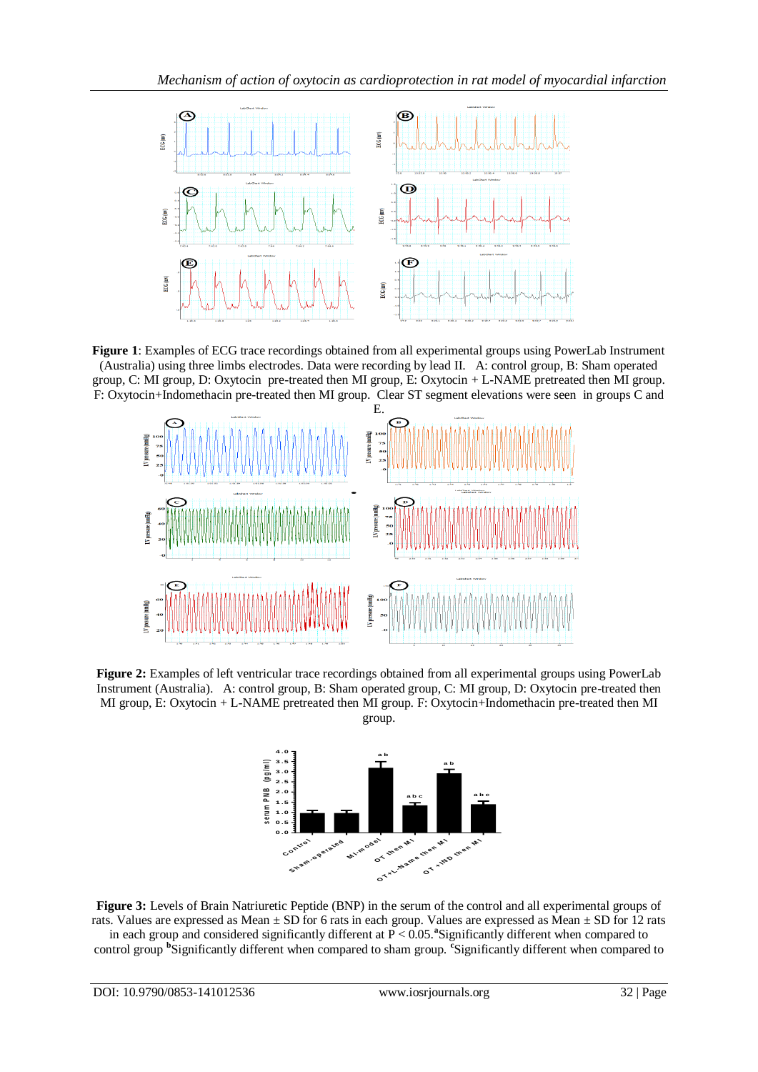**Figure 1**: Examples of ECG trace recordings obtained from all experimental groups using PowerLab Instrument (Australia) using three limbs electrodes. Data were recording by lead II. A: control group, B: Sham operated group, C: MI group, D: Oxytocin pre-treated then MI group, E: Oxytocin + L-NAME pretreated then MI group. F: Oxytocin+Indomethacin pre-treated then MI group. Clear ST segment elevations were seen in groups C and E.

**Figure 2:** Examples of left ventricular trace recordings obtained from all experimental groups using PowerLab Instrument (Australia). A: control group, B: Sham operated group, C: MI group, D: Oxytocin pre-treated then MI group, E: Oxytocin + L-NAME pretreated then MI group. F: Oxytocin+Indomethacin pre-treated then MI group.

**Figure 3:** Levels of Brain Natriuretic Peptide (BNP) in the serum of the control and all experimental groups of rats. Values are expressed as Mean ± SD for 6 rats in each group. Values are expressed as Mean ± SD for 12 rats in each group and considered significantly different at $P < 0.05$. [a]Significantly different when compared to control group [b]Significantly different when compared to sham group. [c]Significantly different when compared to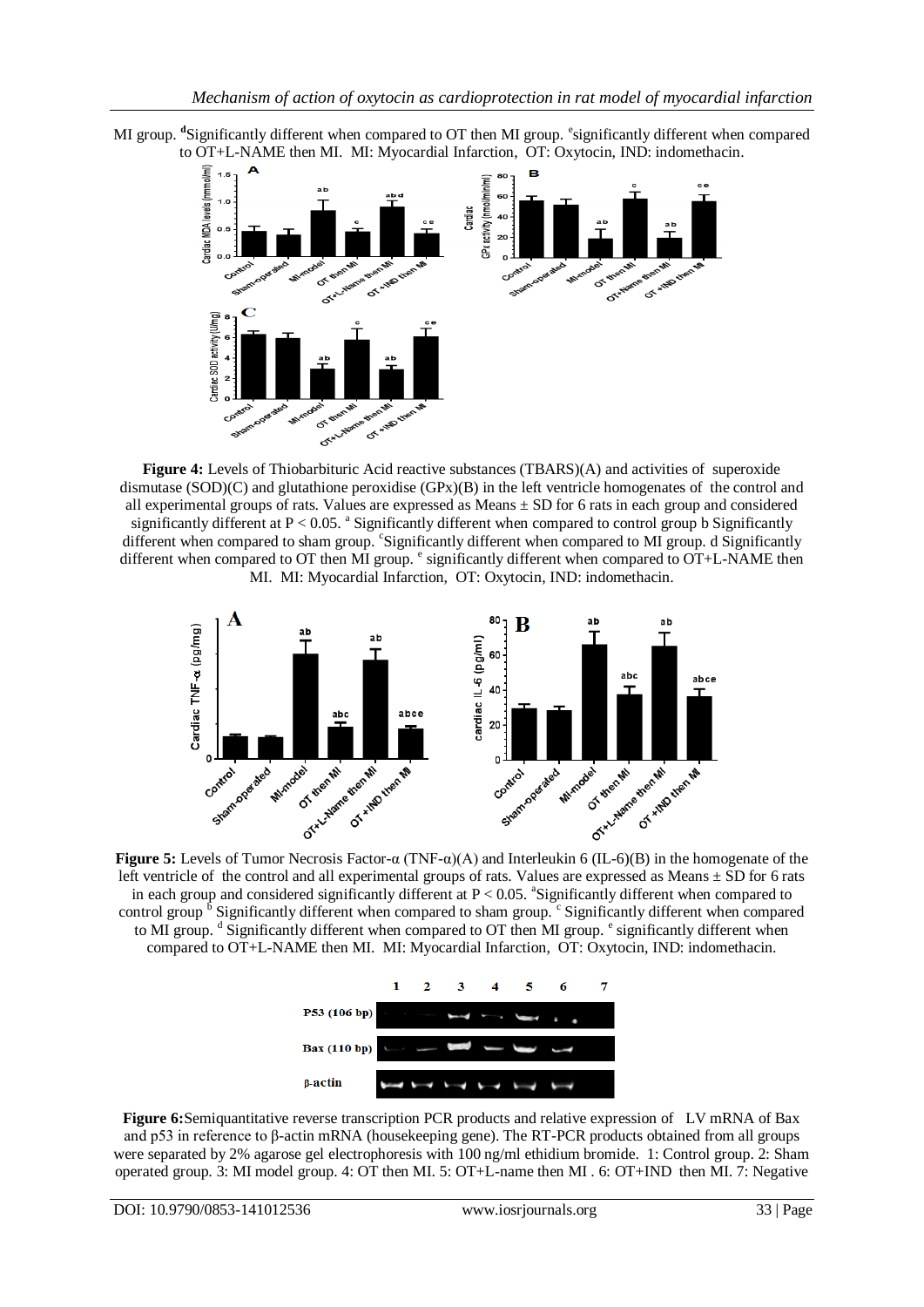MI group. [d]Significantly different when compared to OT then MI group. [e]significantly different when compared to OT+L-NAME then MI. MI: Myocardial Infarction, OT: Oxytocin, IND: indomethacin.

**Figure 4:** Levels of Thiobarbituric Acid reactive substances (TBARS)(A) and activities of superoxide dismutase (SOD)(C) and glutathione peroxidise (GPx)(B) in the left ventricle homogenates of the control and all experimental groups of rats. Values are expressed as Means ± SD for 6 rats in each group and considered significantly different at $P < 0.05$. [a] Significantly different when compared to control group b Significantly different when compared to sham group. [c]Significantly different when compared to MI group. d Significantly different when compared to OT then MI group. [e] significantly different when compared to OT+L-NAME then MI. MI: Myocardial Infarction, OT: Oxytocin, IND: indomethacin.

**Figure 5:** Levels of Tumor Necrosis Factor-α (TNF-α)(A) and Interleukin 6 (IL-6)(B) in the homogenate of the left ventricle of the control and all experimental groups of rats. Values are expressed as Means ± SD for 6 rats in each group and considered significantly different at $P < 0.05$. [a]Significantly different when compared to control group [b] Significantly different when compared to sham group. [c] Significantly different when compared to MI group. [d] Significantly different when compared to OT then MI group. [e] significantly different when compared to OT+L-NAME then MI. MI: Myocardial Infarction, OT: Oxytocin, IND: indomethacin.

**Figure 6:**Semiquantitative reverse transcription PCR products and relative expression of LV mRNA of Bax and p53 in reference to β-actin mRNA (housekeeping gene). The RT-PCR products obtained from all groups were separated by 2% agarose gel electrophoresis with 100 ng/ml ethidium bromide. 1: Control group. 2: Sham operated group. 3: MI model group. 4: OT then MI. 5: OT+L-name then MI . 6: OT+IND then MI. 7: Negative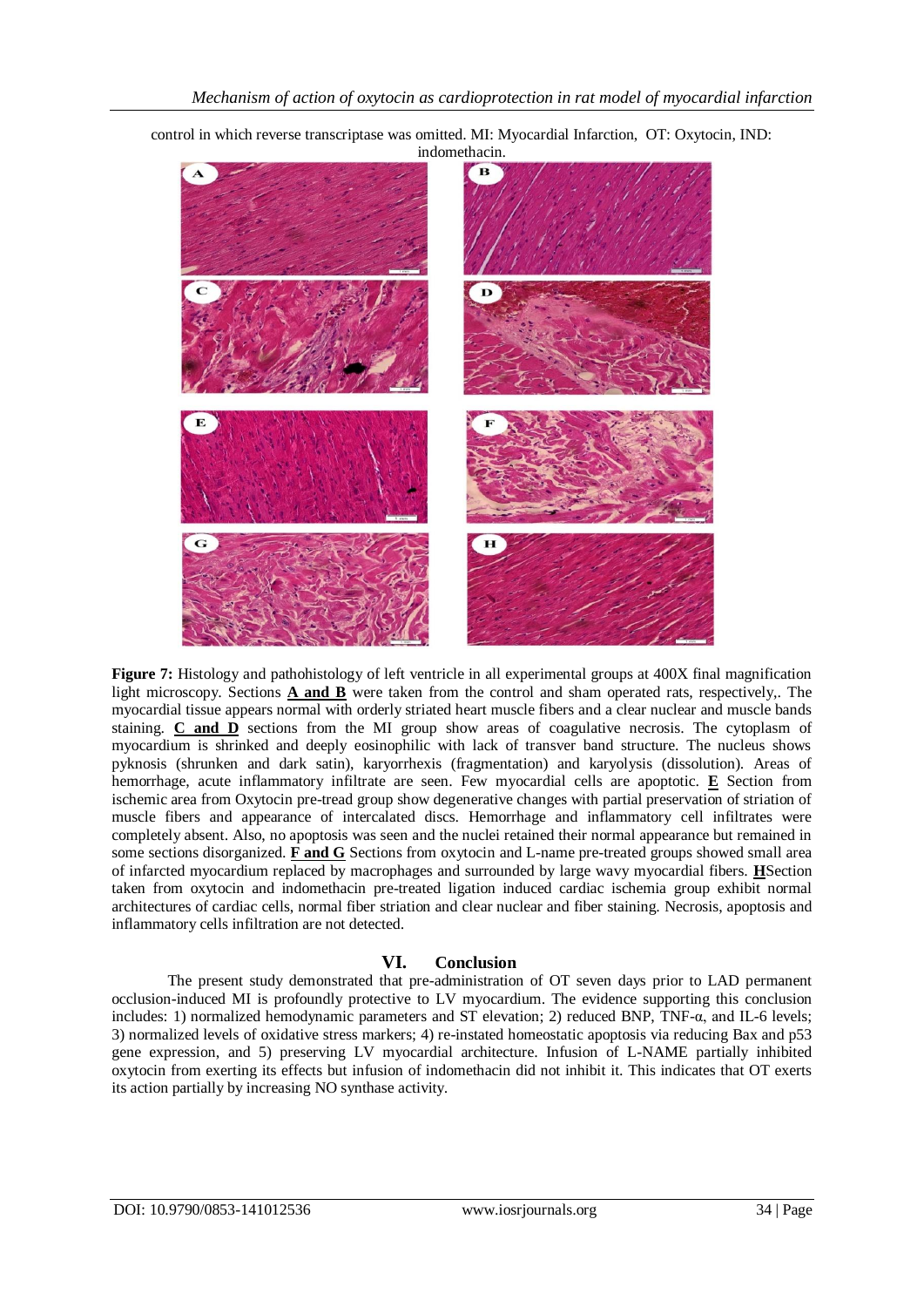control in which reverse transcriptase was omitted. MI: Myocardial Infarction, OT: Oxytocin, IND: indomethacin.

**Figure 7:** Histology and pathohistology of left ventricle in all experimental groups at 400X final magnification light microscopy. Sections **A and B** were taken from the control and sham operated rats, respectively,. The myocardial tissue appears normal with orderly striated heart muscle fibers and a clear nuclear and muscle bands staining. **C and D** sections from the MI group show areas of coagulative necrosis. The cytoplasm of myocardium is shrinked and deeply eosinophilic with lack of transver band structure. The nucleus shows pyknosis (shrunken and dark satin), karyorrhexis (fragmentation) and karyolysis (dissolution). Areas of hemorrhage, acute inflammatory infiltrate are seen. Few myocardial cells are apoptotic. **E** Section from ischemic area from Oxytocin pre-tread group show degenerative changes with partial preservation of striation of muscle fibers and appearance of intercalated discs. Hemorrhage and inflammatory cell infiltrates were completely absent. Also, no apoptosis was seen and the nuclei retained their normal appearance but remained in some sections disorganized. **F and G** Sections from oxytocin and L-name pre-treated groups showed small area of infarcted myocardium replaced by macrophages and surrounded by large wavy myocardial fibers. **H**Section taken from oxytocin and indomethacin pre-treated ligation induced cardiac ischemia group exhibit normal architectures of cardiac cells, normal fiber striation and clear nuclear and fiber staining. Necrosis, apoptosis and inflammatory cells infiltration are not detected.

## VI. Conclusion

The present study demonstrated that pre-administration of OT seven days prior to LAD permanent occlusion-induced MI is profoundly protective to LV myocardium. The evidence supporting this conclusion includes: 1) normalized hemodynamic parameters and ST elevation; 2) reduced BNP, TNF-α, and IL-6 levels; 3) normalized levels of oxidative stress markers; 4) re-instated homeostatic apoptosis via reducing Bax and p53 gene expression, and 5) preserving LV myocardial architecture. Infusion of L-NAME partially inhibited oxytocin from exerting its effects but infusion of indomethacin did not inhibit it. This indicates that OT exerts its action partially by increasing NO synthase activity.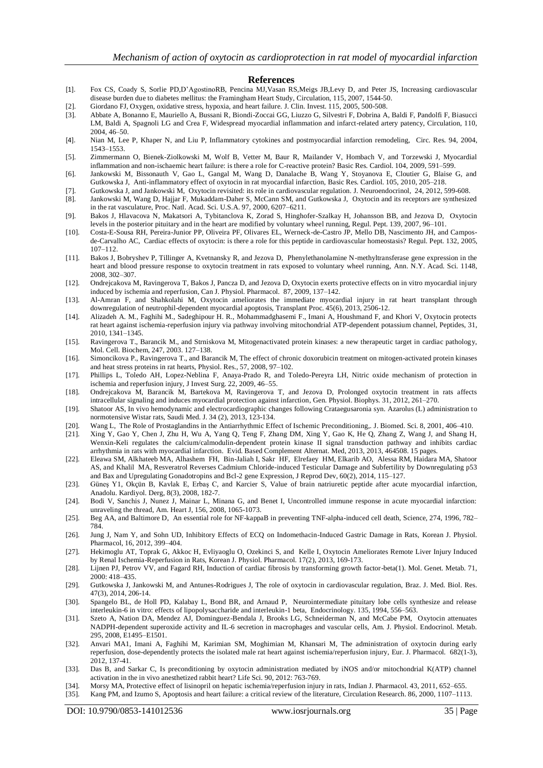## References

[1]. Fox CS, Coady S, Sorlie PD,D'AgostinoRB, Pencina MJ,Vasan RS,Meigs JB,Levy D, and Peter JS, Increasing cardiovascular disease burden due to diabetes mellitus: the Framingham Heart Study, Circulation, 115, 2007, 1544-50.

[2]. Giordano FJ, Oxygen, oxidative stress, hypoxia, and heart failure. J. Clin. Invest. 115, 2005, 500-508.

[3]. Abbate A, Bonanno E, Mauriello A, Bussani R, Biondi-Zoccai GG, Liuzzo G, Silvestri F, Dobrina A, Baldi F, Pandolfi F, Biasucci LM, Baldi A, Spagnoli LG and Crea F, Widespread myocardial inflammation and infarct-related artery patency, Circulation, 110, 2004, 46–50.

[4]. Nian M, Lee P, Khaper N, and Liu P, Inflammatory cytokines and postmyocardial infarction remodeling, Circ. Res. 94, 2004, 1543–1553.

[5]. Zimmermann O, Bienek-Ziolkowski M, Wolf B, Vetter M, Baur R, Mailander V, Hombach V, and Torzewski J, Myocardial inflammation and non-ischaemic heart failure: is there a role for C-reactive protein? Basic Res. Cardiol. 104, 2009, 591–599.

[6]. Jankowski M, Bissonauth V, Gao L, Gangal M, Wang D, Danalache B, Wang Y, Stoyanova E, Cloutier G, Blaise G, and Gutkowska J, Anti-inflammatory effect of oxytocin in rat myocardial infarction, Basic Res. Cardiol. 105, 2010, 205–218.

[7]. Gutkowska J, and Jankowski M, Oxytocin revisited: its role in cardiovascular regulation. J. Neuroendocrinol, 24, 2012, 599-608.

[8]. Jankowski M, Wang D, Hajjar F, Mukaddam-Daher S, McCann SM, and Gutkowska J, Oxytocin and its receptors are synthesized in the rat vasculature, Proc. Natl. Acad. Sci. U.S.A. 97, 2000, 6207–6211.

[9]. Bakos J, Hlavacova N, Makatsori A, Tybitanclova K, Zorad S, Hinghofer-Szalkay H, Johansson BB, and Jezova D, Oxytocin levels in the posterior pituitary and in the heart are modified by voluntary wheel running, Regul. Pept. 139, 2007, 96–101.

[10]. Costa-E-Sousa RH, Pereira-Junior PP, Oliveira PF, Olivares EL, Werneck-de-Castro JP, Mello DB, Nascimento JH, and Campos-de-Carvalho AC, Cardiac effects of oxytocin: is there a role for this peptide in cardiovascular homeostasis? Regul. Pept. 132, 2005, 107–112.

[11]. Bakos J, Bobryshev P, Tillinger A, Kvetnansky R, and Jezova D, Phenylethanolamine N-methyltransferase gene expression in the heart and blood pressure response to oxytocin treatment in rats exposed to voluntary wheel running, Ann. N.Y. Acad. Sci. 1148, 2008, 302–307.

[12]. Ondrejcakova M, Ravingerova T, Bakos J, Pancza D, and Jezova D, Oxytocin exerts protective effects on in vitro myocardial injury induced by ischemia and reperfusion, Can J. Physiol. Pharmacol. 87, 2009, 137–142.

[13]. Al-Amran F, and Shahkolahi M, Oxytocin ameliorates the immediate myocardial injury in rat heart transplant through downregulation of neutrophil-dependent myocardial apoptosis, Transplant Proc. 45(6), 2013, 2506-12.

[14]. Alizadeh A. M., Faghihi M., Sadeghipour H. R., Mohammadghasemi F., Imani A, Houshmand F, and Khori V, Oxytocin protects rat heart against ischemia-reperfusion injury via pathway involving mitochondrial ATP-dependent potassium channel, Peptides, 31, 2010, 1341–1345.

[15]. Ravingerova T., Barancik M., and Strniskova M, Mitogenactivated protein kinases: a new therapeutic target in cardiac pathology, Mol. Cell. Biochem, 247, 2003. 127–138.

[16]. Simoncikova P., Ravingerova T., and Barancik M, The effect of chronic doxorubicin treatment on mitogen-activated protein kinases and heat stress proteins in rat hearts, Physiol. Res., 57, 2008, 97–102.

[17]. Phillips L, Toledo AH, Lopez-Neblina F, Anaya-Prado R, and Toledo-Pereyra LH, Nitric oxide mechanism of protection in ischemia and reperfusion injury, J Invest Surg. 22, 2009, 46–55.

[18]. Ondrejcakova M, Barancik M, Bartekova M, Ravingerova T, and Jezova D, Prolonged oxytocin treatment in rats affects intracellular signaling and induces myocardial protection against infarction, Gen. Physiol. Biophys. 31, 2012, 261–270.

[19]. Shatoor AS, In vivo hemodynamic and electrocardiographic changes following Crataegusaronia syn. Azarolus (L) administration to normotensive Wistar rats, Saudi Med. J. 34 (2), 2013, 123-134.

[20]. Wang L, The Role of Prostaglandins in the Antiarrhythmic Effect of Ischemic Preconditioning,. J. Biomed. Sci. 8, 2001, 406–410.

[21]. Xing Y, Gao Y, Chen J, Zhu H, Wu A, Yang Q, Teng F, Zhang DM, Xing Y, Gao K, He Q, Zhang Z, Wang J, and Shang H, Wenxin-Keli regulates the calcium/calmodulin-dependent protein kinase II signal transduction pathway and inhibits cardiac arrhythmia in rats with myocardial infarction. Evid. Based Complement Alternat. Med, 2013, 2013, 464508. 15 pages.

[22]. Eleawa SM, Alkhateeb MA, Alhashem FH, Bin-Jaliah I, Sakr HF, Elrefaey HM, Elkarib AO, Alessa RM, Haidara MA, Shatoor AS, and Khalil MA, Resveratrol Reverses Cadmium Chloride-induced Testicular Damage and Subfertility by Downregulating p53 and Bax and Upregulating Gonadotropins and Bcl-2 gene Expression, J Reprod Dev, 60(2), 2014, 115–127.

[23]. Güneş Y1, Okçün B, Kavlak E, Erbaş C, and Karcier S, Value of brain natriuretic peptide after acute myocardial infarction, Anadolu. Kardiyol. Derg, 8(3), 2008, 182-7.

[24]. Bodi V, Sanchis J, Nunez J, Mainar L, Minana G, and Benet I, Uncontrolled immune response in acute myocardial infarction: unraveling the thread, Am. Heart J, 156, 2008, 1065-1073.

[25]. Beg AA, and Baltimore D, An essential role for NF-kappaB in preventing TNF-alpha-induced cell death, Science, 274, 1996, 782–784.

[26]. Jung J, Nam Y, and Sohn UD, Inhibitory Effects of ECQ on Indomethacin-Induced Gastric Damage in Rats, Korean J. Physiol. Pharmacol, 16, 2012, 399–404.

[27]. Hekimoglu AT, Toprak G, Akkoc H, Evliyaoglu O, Ozekinci S, and Kelle I, Oxytocin Ameliorates Remote Liver Injury Induced by Renal Ischemia-Reperfusion in Rats, Korean J. Physiol. Pharmacol. 17(2), 2013, 169-173.

[28]. Lijnen PJ, Petrov VV, and Fagard RH, Induction of cardiac fibrosis by transforming growth factor-beta(1). Mol. Genet. Metab. 71, 2000: 418–435.

[29]. Gutkowska J, Jankowski M, and Antunes-Rodrigues J, The role of oxytocin in cardiovascular regulation, Braz. J. Med. Biol. Res. 47(3), 2014, 206-14.

[30]. Spangelo BL, de Holl PD, Kalabay L, Bond BR, and Arnaud P, Neurointermediate pituitary lobe cells synthesize and release interleukin-6 in vitro: effects of lipopolysaccharide and interleukin-1 beta, Endocrinology. 135, 1994, 556–563.

[31]. Szeto A, Nation DA, Mendez AJ, Dominguez-Bendala J, Brooks LG, Schneiderman N, and McCabe PM, Oxytocin attenuates NADPH-dependent superoxide activity and IL-6 secretion in macrophages and vascular cells, Am. J. Physiol. Endocrinol. Metab. 295, 2008, E1495–E1501.

[32]. Anvari MA1, Imani A, Faghihi M, Karimian SM, Moghimian M, Khansari M, The administration of oxytocin during early reperfusion, dose-dependently protects the isolated male rat heart against ischemia/reperfusion injury, Eur. J. Pharmacol. 682(1-3), 2012, 137-41.

[33]. Das B, and Sarkar C, Is preconditioning by oxytocin administration mediated by iNOS and/or mitochondrial K(ATP) channel activation in the in vivo anesthetized rabbit heart? Life Sci. 90, 2012: 763-769.

[34]. Morsy MA, Protective effect of lisinopril on hepatic ischemia/reperfusion injury in rats, Indian J. Pharmacol. 43, 2011, 652–655.

[35]. Kang PM, and Izumo S, Apoptosis and heart failure: a critical review of the literature, Circulation Research. 86, 2000, 1107–1113.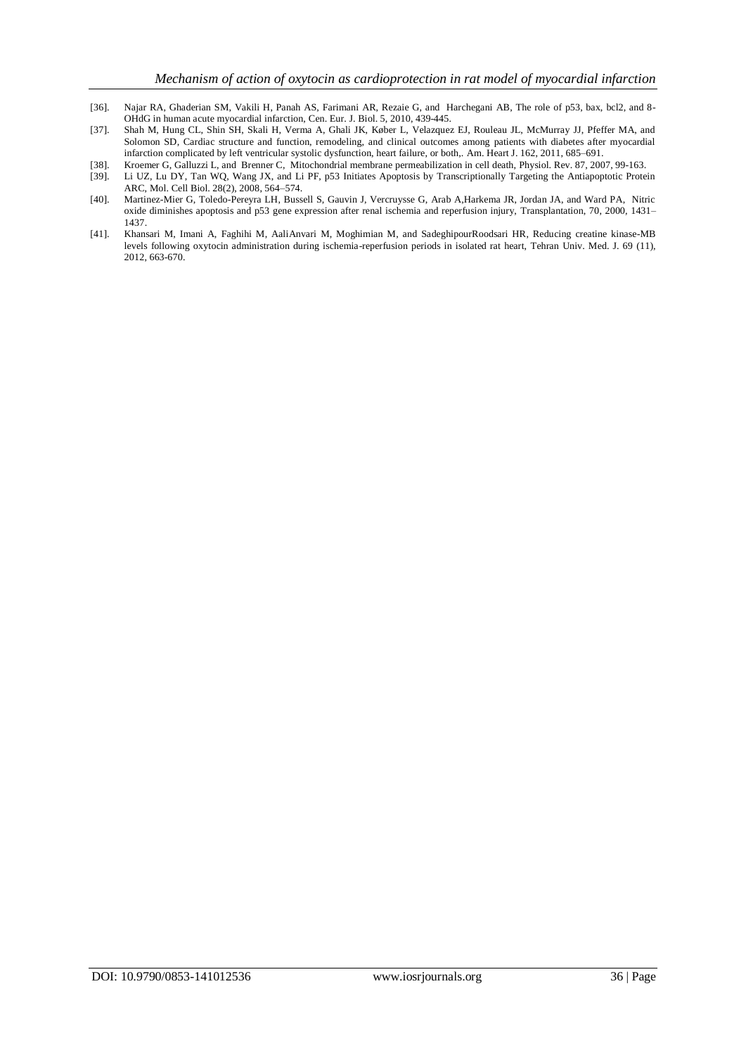[36]. Najar RA, Ghaderian SM, Vakili H, Panah AS, Farimani AR, Rezaie G, and Harchegani AB, The role of p53, bax, bcl2, and 8-OHdG in human acute myocardial infarction, Cen. Eur. J. Biol. 5, 2010, 439-445.

[37]. Shah M, Hung CL, Shin SH, Skali H, Verma A, Ghali JK, Køber L, Velazquez EJ, Rouleau JL, McMurray JJ, Pfeffer MA, and Solomon SD, Cardiac structure and function, remodeling, and clinical outcomes among patients with diabetes after myocardial infarction complicated by left ventricular systolic dysfunction, heart failure, or both,. Am. Heart J. 162, 2011, 685–691.

[38]. Kroemer G, Galluzzi L, and Brenner C, Mitochondrial membrane permeabilization in cell death, Physiol. Rev. 87, 2007, 99-163.

[39]. Li UZ, Lu DY, Tan WQ, Wang JX, and Li PF, p53 Initiates Apoptosis by Transcriptionally Targeting the Antiapoptotic Protein ARC, Mol. Cell Biol. 28(2), 2008, 564–574.

[40]. Martinez-Mier G, Toledo-Pereyra LH, Bussell S, Gauvin J, Vercruysse G, Arab A,Harkema JR, Jordan JA, and Ward PA, Nitric oxide diminishes apoptosis and p53 gene expression after renal ischemia and reperfusion injury, Transplantation, 70, 2000, 1431–1437.

[41]. Khansari M, Imani A, Faghihi M, AaliAnvari M, Moghimian M, and SadeghipourRoodsari HR, Reducing creatine kinase-MB levels following oxytocin administration during ischemia-reperfusion periods in isolated rat heart, Tehran Univ. Med. J. 69 (11), 2012, 663-670.